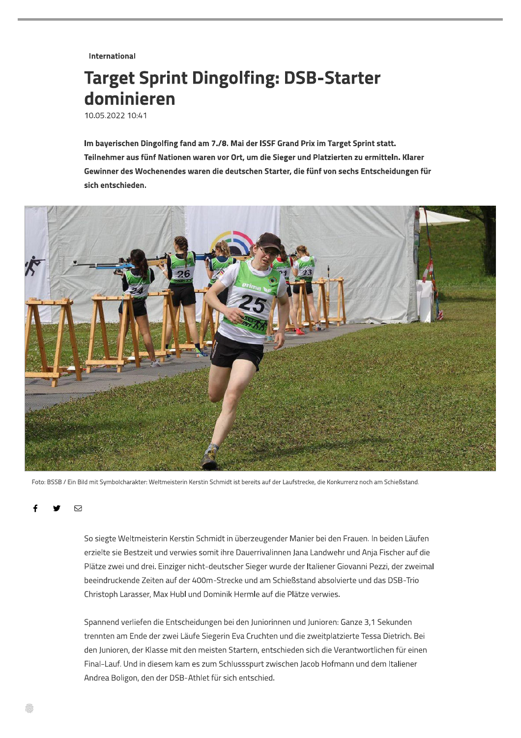International

# Target Sprint Dingolfing: DSB-Starter dominieren

10.05.2022 10:41

**Im bayerischen Dingolfing fand am 7./8. Mai der ISSF Grand Prix im Target Sprint statt. Teilnehmer aus fünf Nationen waren vor Ort, um die Sieger und Platzierten zu ermitteln. Klarer Gewinner des Wochenendes waren die deutschen Starter, die fünf von sechs Entscheidungen für sich entschieden.**

Foto: BSSB / Ein Bild mit Symbolcharakter: Weltmeisterin Kerstin Schmidt ist bereits auf der Laufstrecke, die Konkurrenz noch am Schießstand.

So siegte Weltmeisterin Kerstin Schmidt in überzeugender Manier bei den Frauen. In beiden Läufen erzielte sie Bestzeit und verwies somit ihre Dauerrivalinnen Jana Landwehr und Anja Fischer auf die Plätze zwei und drei. Einziger nicht-deutscher Sieger wurde der Italiener Giovanni Pezzi, der zweimal beeindruckende Zeiten auf der 400m-Strecke und am Schießstand absolvierte und das DSB-Trio Christoph Larasser, Max Hubl und Dominik Hermle auf die Plätze verwies.

Spannend verliefen die Entscheidungen bei den Juniorinnen und Junioren: Ganze 3,1 Sekunden trennten am Ende der zwei Läufe Siegerin Eva Cruchten und die zweitplatzierte Tessa Dietrich. Bei den Junioren, der Klasse mit den meisten Startern, entschieden sich die Verantwortlichen für einen Final-Lauf. Und in diesem kam es zum Schlussspurt zwischen Jacob Hofmann und dem Italiener Andrea Boligon, den der DSB-Athlet für sich entschied.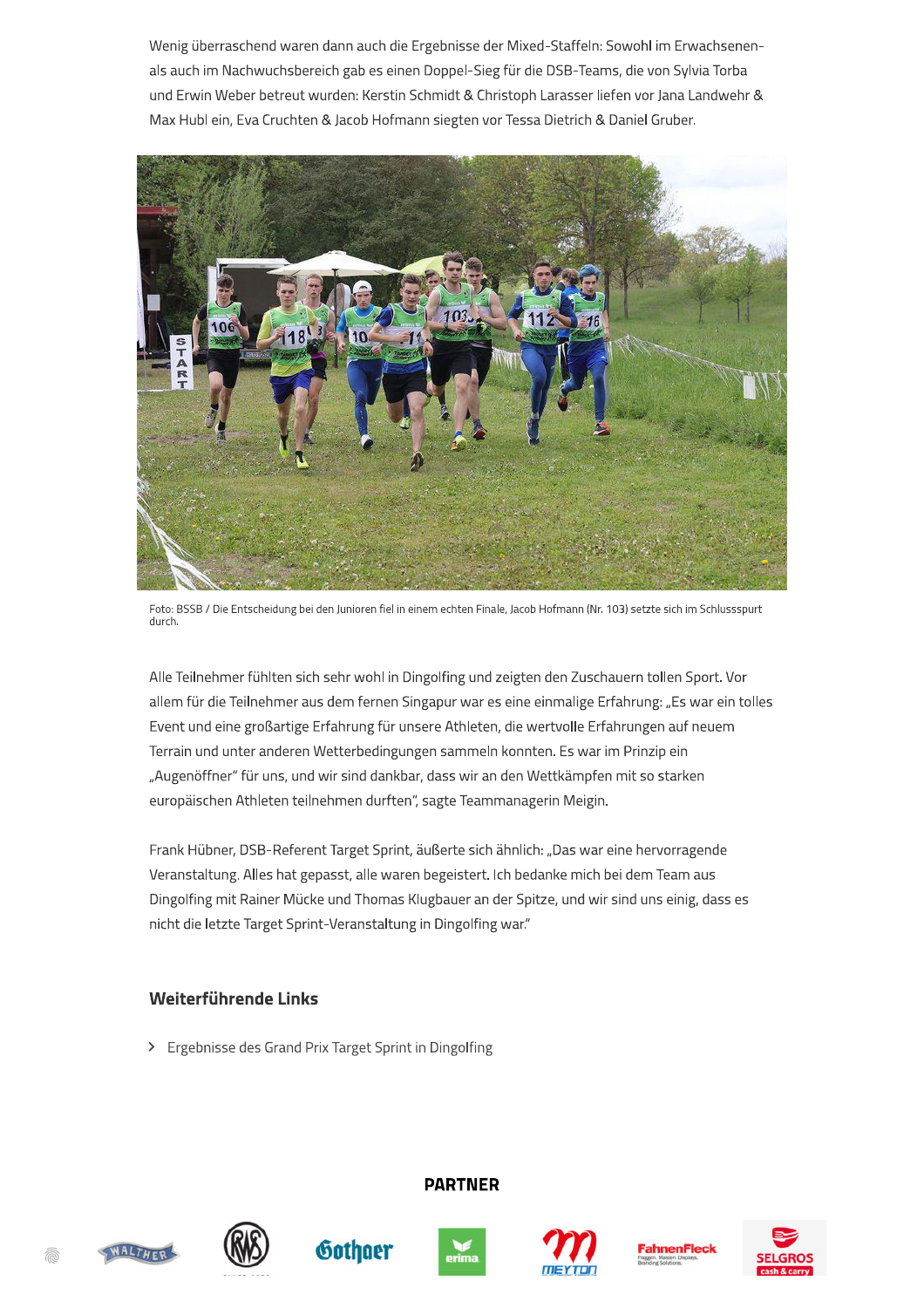Wenig überraschend waren dann auch die Ergebnisse der Mixed-Staffeln: Sowohl im Erwachsenen- als auch im Nachwuchsbereich gab es einen Doppel-Sieg für die DSB-Teams, die von Sylvia Torba und Erwin Weber betreut wurden: Kerstin Schmidt & Christoph Larasser liefen vor Jana Landwehr & Max Hubl ein, Eva Cruchten & Jacob Hofmann siegten vor Tessa Dietrich & Daniel Gruber.

Foto: BSSB / Die Entscheidung bei den Junioren fiel in einem echten Finale, Jacob Hofmann (Nr. 103) setzte sich im Schlussspurt durch.

Alle Teilnehmer fühlten sich sehr wohl in Dingolfing und zeigten den Zuschauern tollen Sport. Vor allem für die Teilnehmer aus dem fernen Singapur war es eine einmalige Erfahrung: „Es war ein tolles Event und eine großartige Erfahrung für unsere Athleten, die wertvolle Erfahrungen auf neuem Terrain und unter anderen Wetterbedingungen sammeln konnten. Es war im Prinzip ein „Augenöffner" für uns, und wir sind dankbar, dass wir an den Wettkämpfen mit so starken europäischen Athleten teilnehmen durften", sagte Teammanagerin Meigin.

Frank Hübner, DSB-Referent Target Sprint, äußerte sich ähnlich: „Das war eine hervorragende Veranstaltung. Alles hat gepasst, alle waren begeistert. Ich bedanke mich bei dem Team aus Dingolfing mit Rainer Mücke und Thomas Klugbauer an der Spitze, und wir sind uns einig, dass es nicht die letzte Target Sprint-Veranstaltung in Dingolfing war."

### Weiterführende Links

- Ergebnisse des Grand Prix Target Sprint in Dingolfing

**PARTNER**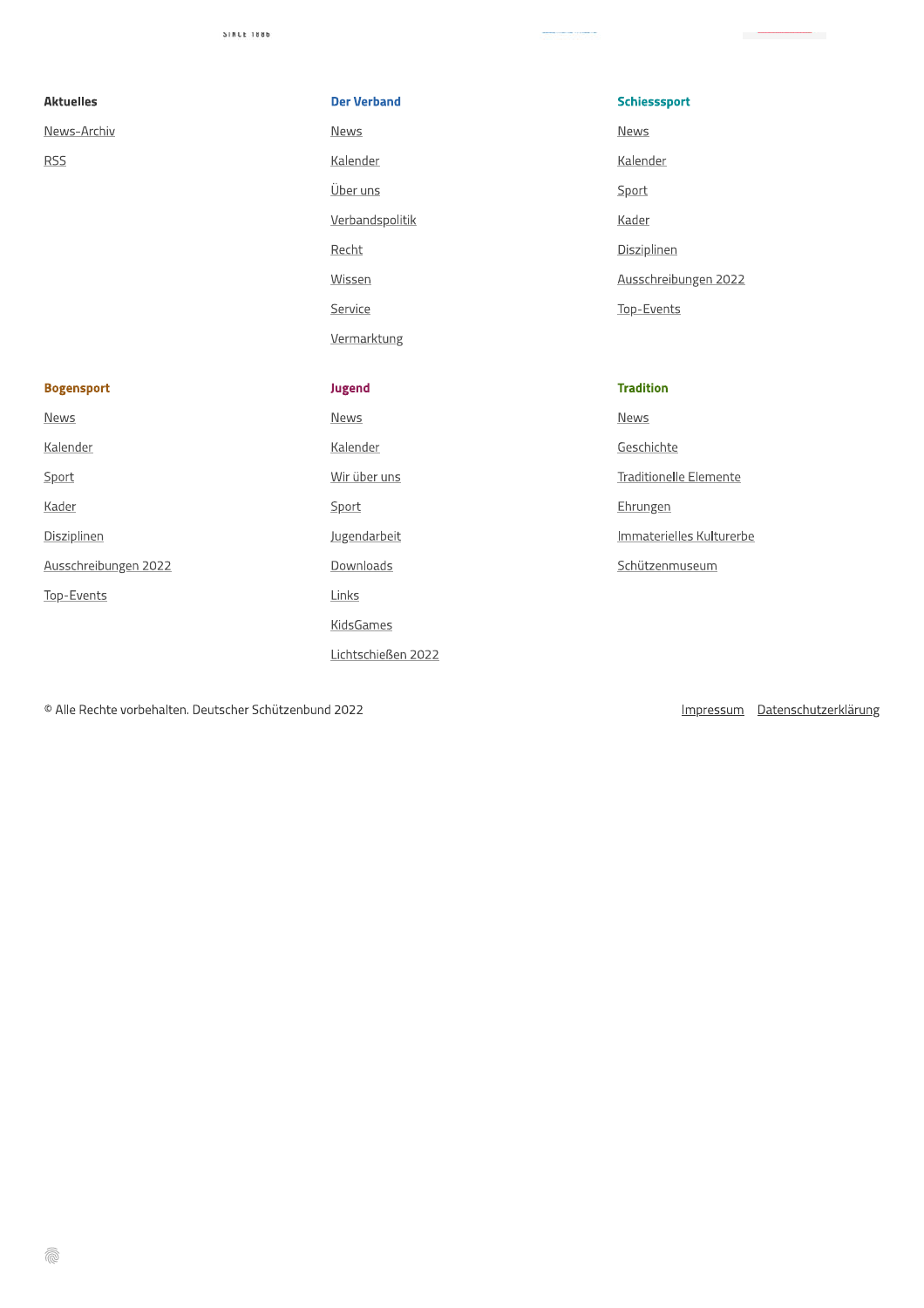**Aktuelles**

- News-Archiv
- RSS

**Der Verband**

- News
- Kalender
- Über uns
- Verbandspolitik
- Recht
- Wissen
- Service
- Vermarktung

**Schiesssport**

- News
- Kalender
- Sport
- Kader
- Disziplinen
- Ausschreibungen 2022
- Top-Events

**Bogensport**

- News
- Kalender
- Sport
- Kader
- Disziplinen
- Ausschreibungen 2022
- Top-Events

**Jugend**

- News
- Kalender
- Wir über uns
- Sport
- Jugendarbeit
- Downloads
- Links
- KidsGames
- Lichtschießen 2022

**Tradition**

- News
- Geschichte
- Traditionelle Elemente
- Ehrungen
- Immaterielles Kulturerbe
- Schützenmuseum

© Alle Rechte vorbehalten. Deutscher Schützenbund 2022

Impressum Datenschutzerklärung